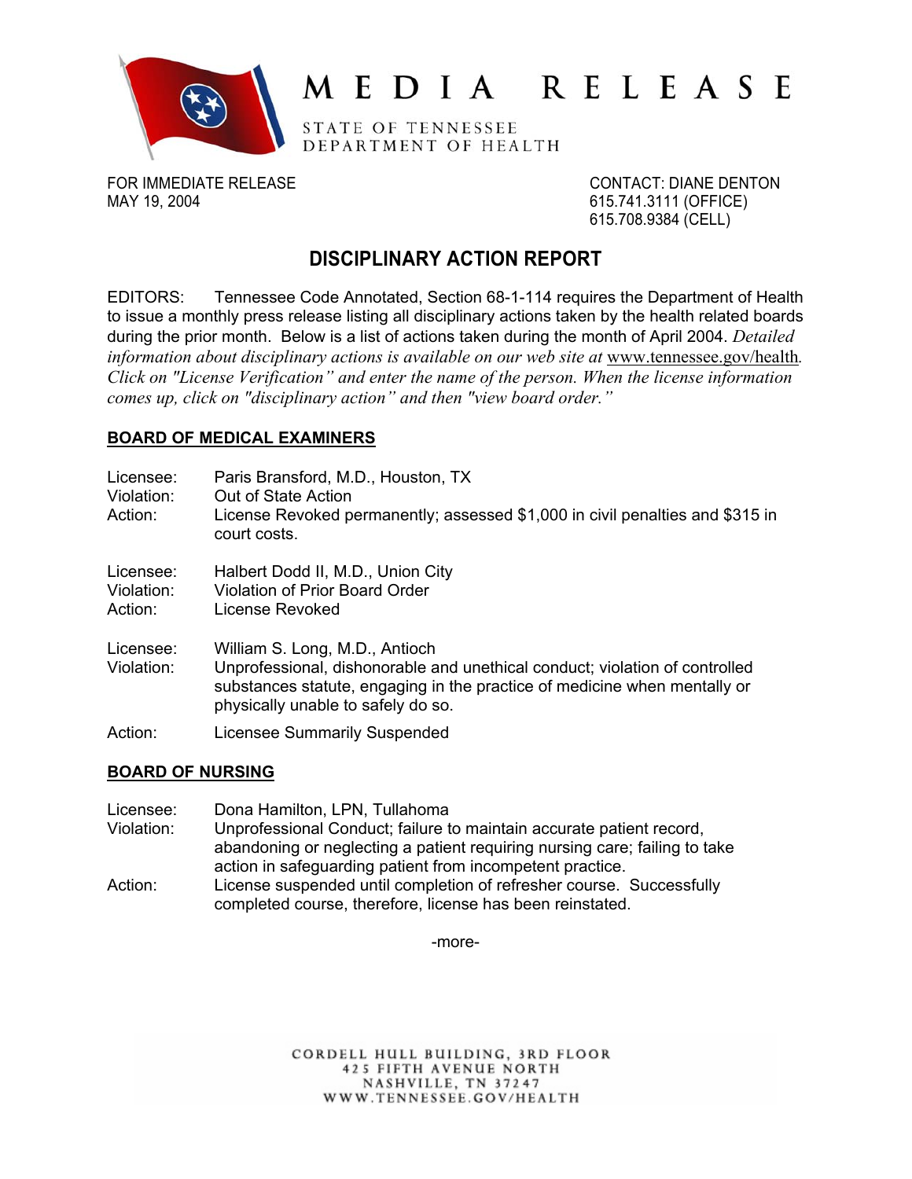# MEDIA RELEASE

STATE OF TENNESSEE
DEPARTMENT OF HEALTH

FOR IMMEDIATE RELEASE
MAY 19, 2004

CONTACT: DIANE DENTON
615.741.3111 (OFFICE)
615.708.9384 (CELL)

## DISCIPLINARY ACTION REPORT

EDITORS: Tennessee Code Annotated, Section 68-1-114 requires the Department of Health to issue a monthly press release listing all disciplinary actions taken by the health related boards during the prior month. Below is a list of actions taken during the month of April 2004. *Detailed information about disciplinary actions is available on our web site at* www.tennessee.gov/health. *Click on "License Verification" and enter the name of the person. When the license information comes up, click on "disciplinary action" and then "view board order."*

### BOARD OF MEDICAL EXAMINERS

Licensee: Paris Bransford, M.D., Houston, TX
Violation: Out of State Action
Action: License Revoked permanently; assessed $1,000 in civil penalties and $315 in court costs.

Licensee: Halbert Dodd II, M.D., Union City
Violation: Violation of Prior Board Order
Action: License Revoked

Licensee: William S. Long, M.D., Antioch
Violation: Unprofessional, dishonorable and unethical conduct; violation of controlled substances statute, engaging in the practice of medicine when mentally or physically unable to safely do so.
Action: Licensee Summarily Suspended

### BOARD OF NURSING

Licensee: Dona Hamilton, LPN, Tullahoma
Violation: Unprofessional Conduct; failure to maintain accurate patient record, abandoning or neglecting a patient requiring nursing care; failing to take action in safeguarding patient from incompetent practice.
Action: License suspended until completion of refresher course. Successfully completed course, therefore, license has been reinstated.

-more-

CORDELL HULL BUILDING, 3RD FLOOR
425 FIFTH AVENUE NORTH
NASHVILLE, TN 37247
WWW.TENNESSEE.GOV/HEALTH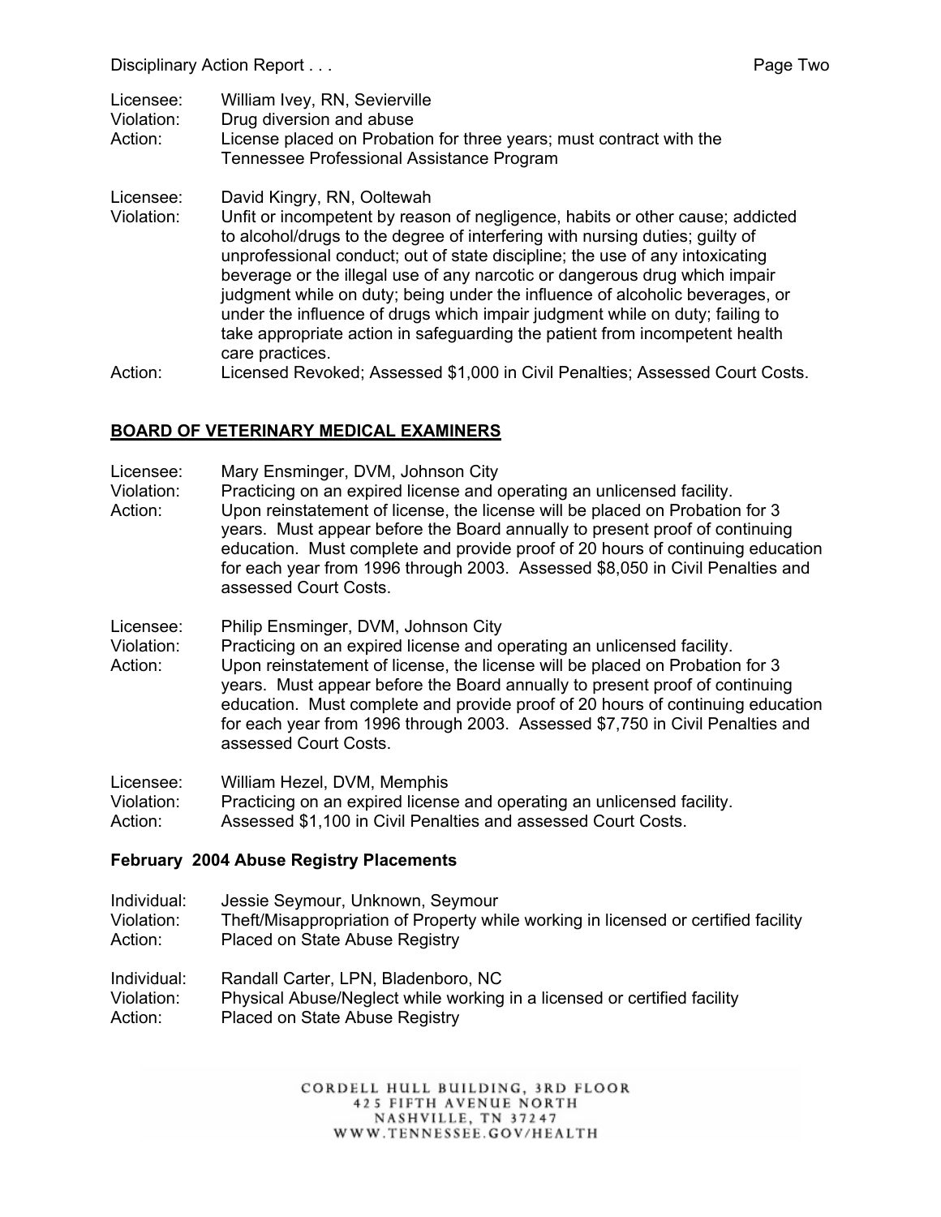Licensee: William Ivey, RN, Sevierville
Violation: Drug diversion and abuse
Action: License placed on Probation for three years; must contract with the Tennessee Professional Assistance Program

Licensee: David Kingry, RN, Ooltewah
Violation: Unfit or incompetent by reason of negligence, habits or other cause; addicted to alcohol/drugs to the degree of interfering with nursing duties; guilty of unprofessional conduct; out of state discipline; the use of any intoxicating beverage or the illegal use of any narcotic or dangerous drug which impair judgment while on duty; being under the influence of alcoholic beverages, or under the influence of drugs which impair judgment while on duty; failing to take appropriate action in safeguarding the patient from incompetent health care practices.
Action: Licensed Revoked; Assessed $1,000 in Civil Penalties; Assessed Court Costs.

## BOARD OF VETERINARY MEDICAL EXAMINERS

Licensee: Mary Ensminger, DVM, Johnson City
Violation: Practicing on an expired license and operating an unlicensed facility.
Action: Upon reinstatement of license, the license will be placed on Probation for 3 years. Must appear before the Board annually to present proof of continuing education. Must complete and provide proof of 20 hours of continuing education for each year from 1996 through 2003. Assessed $8,050 in Civil Penalties and assessed Court Costs.

Licensee: Philip Ensminger, DVM, Johnson City
Violation: Practicing on an expired license and operating an unlicensed facility.
Action: Upon reinstatement of license, the license will be placed on Probation for 3 years. Must appear before the Board annually to present proof of continuing education. Must complete and provide proof of 20 hours of continuing education for each year from 1996 through 2003. Assessed $7,750 in Civil Penalties and assessed Court Costs.

Licensee: William Hezel, DVM, Memphis
Violation: Practicing on an expired license and operating an unlicensed facility.
Action: Assessed $1,100 in Civil Penalties and assessed Court Costs.

### February 2004 Abuse Registry Placements

Individual: Jessie Seymour, Unknown, Seymour
Violation: Theft/Misappropriation of Property while working in licensed or certified facility
Action: Placed on State Abuse Registry

Individual: Randall Carter, LPN, Bladenboro, NC
Violation: Physical Abuse/Neglect while working in a licensed or certified facility
Action: Placed on State Abuse Registry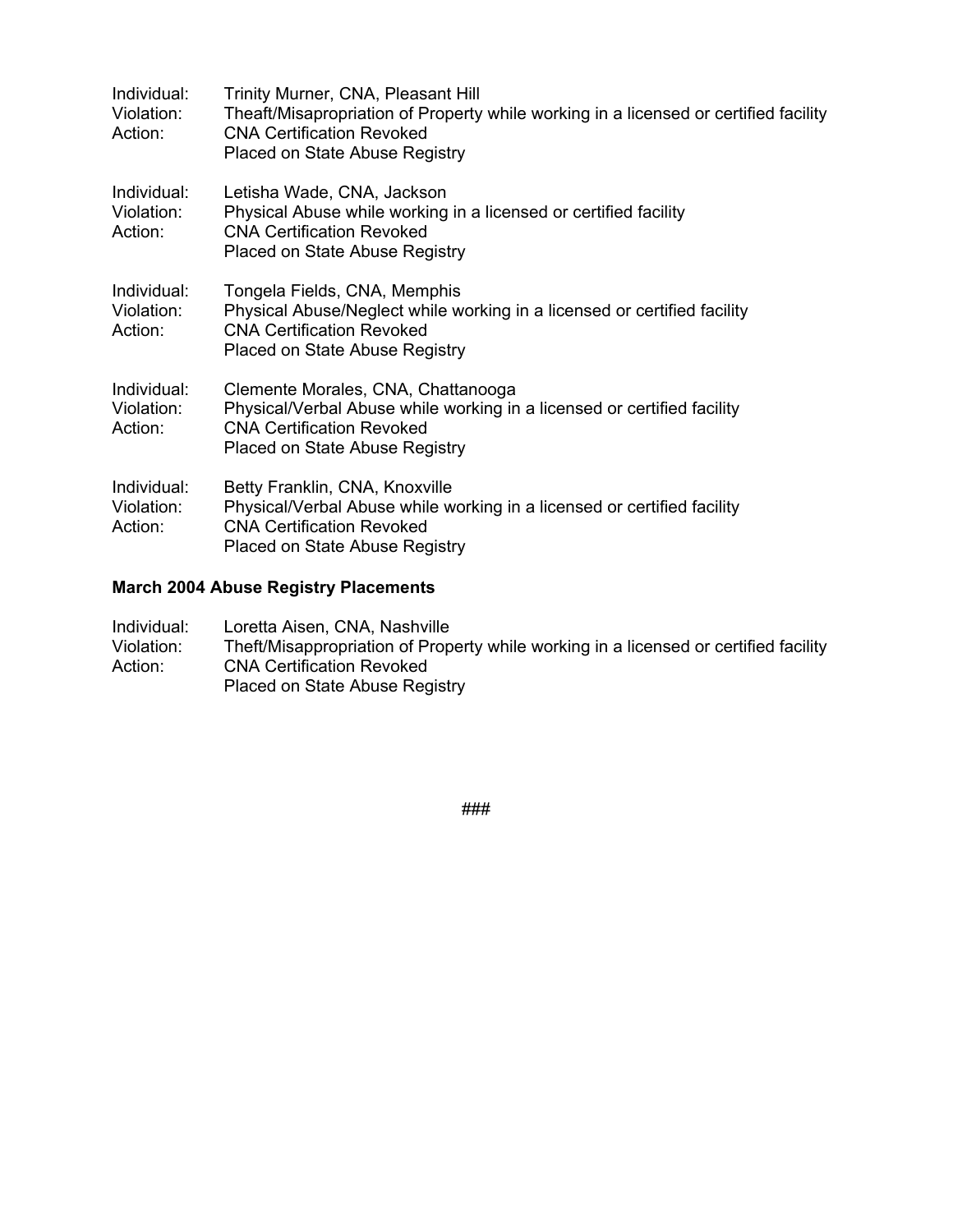Individual: Trinity Murner, CNA, Pleasant Hill
Violation: Theaft/Misappropriation of Property while working in a licensed or certified facility
Action: CNA Certification Revoked
Placed on State Abuse Registry

Individual: Letisha Wade, CNA, Jackson
Violation: Physical Abuse while working in a licensed or certified facility
Action: CNA Certification Revoked
Placed on State Abuse Registry

Individual: Tongela Fields, CNA, Memphis
Violation: Physical Abuse/Neglect while working in a licensed or certified facility
Action: CNA Certification Revoked
Placed on State Abuse Registry

Individual: Clemente Morales, CNA, Chattanooga
Violation: Physical/Verbal Abuse while working in a licensed or certified facility
Action: CNA Certification Revoked
Placed on State Abuse Registry

Individual: Betty Franklin, CNA, Knoxville
Violation: Physical/Verbal Abuse while working in a licensed or certified facility
Action: CNA Certification Revoked
Placed on State Abuse Registry

**March 2004 Abuse Registry Placements**

Individual: Loretta Aisen, CNA, Nashville
Violation: Theft/Misappropriation of Property while working in a licensed or certified facility
Action: CNA Certification Revoked
Placed on State Abuse Registry

###